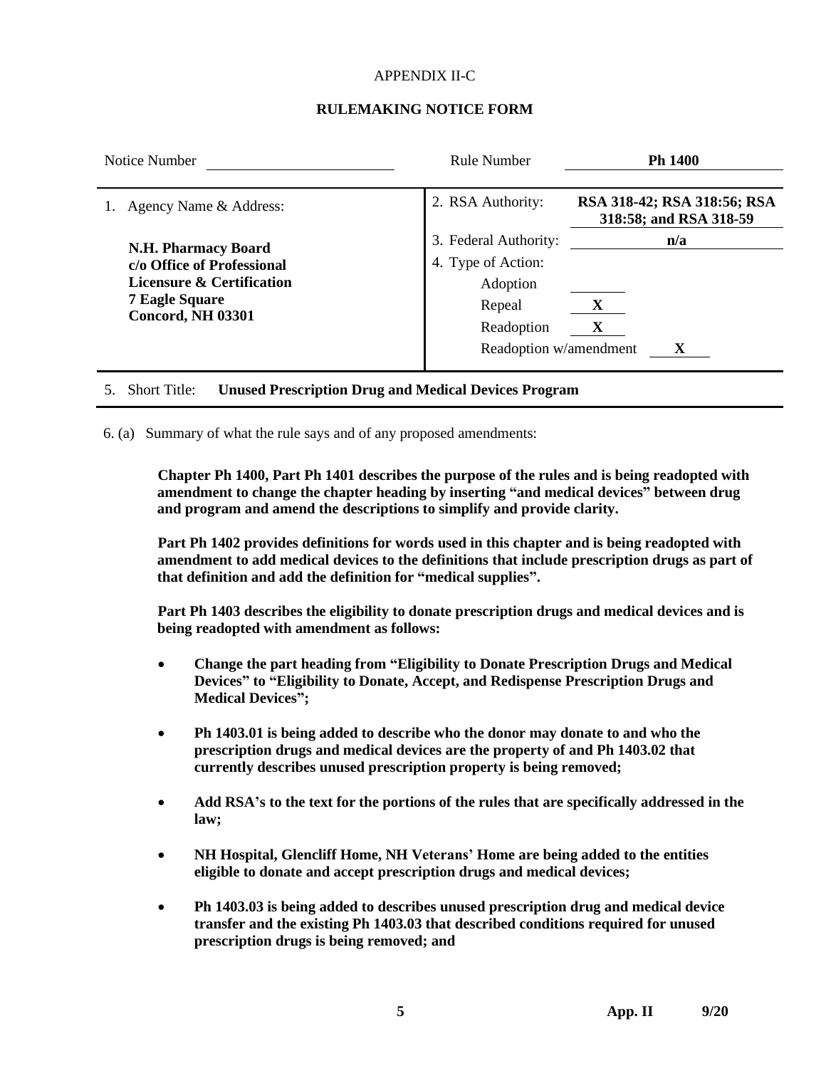APPENDIX II-C

# RULEMAKING NOTICE FORM

| Notice Number | | Rule Number | **Ph 1400** |
|---|---|---|---|
| 1. Agency Name & Address: | | 2. RSA Authority: | **RSA 318-42; RSA 318:56; RSA 318:58; and RSA 318-59** |
| **N.H. Pharmacy Board c/o Office of Professional Licensure & Certification 7 Eagle Square Concord, NH 03301** | | 3. Federal Authority: | **n/a** |
| | | 4. Type of Action: | |
| | | Adoption | |
| | | Repeal | **X** |
| | | Readoption | **X** |
| | | Readoption w/amendment | **X** |

5. Short Title: **Unused Prescription Drug and Medical Devices Program**

6. (a) Summary of what the rule says and of any proposed amendments:

**Chapter Ph 1400, Part Ph 1401 describes the purpose of the rules and is being readopted with amendment to change the chapter heading by inserting "and medical devices" between drug and program and amend the descriptions to simplify and provide clarity.**

**Part Ph 1402 provides definitions for words used in this chapter and is being readopted with amendment to add medical devices to the definitions that include prescription drugs as part of that definition and add the definition for "medical supplies".**

**Part Ph 1403 describes the eligibility to donate prescription drugs and medical devices and is being readopted with amendment as follows:**

- **Change the part heading from "Eligibility to Donate Prescription Drugs and Medical Devices" to "Eligibility to Donate, Accept, and Redispense Prescription Drugs and Medical Devices";**
- **Ph 1403.01 is being added to describe who the donor may donate to and who the prescription drugs and medical devices are the property of and Ph 1403.02 that currently describes unused prescription property is being removed;**
- **Add RSA's to the text for the portions of the rules that are specifically addressed in the law;**
- **NH Hospital, Glencliff Home, NH Veterans' Home are being added to the entities eligible to donate and accept prescription drugs and medical devices;**
- **Ph 1403.03 is being added to describes unused prescription drug and medical device transfer and the existing Ph 1403.03 that described conditions required for unused prescription drugs is being removed; and**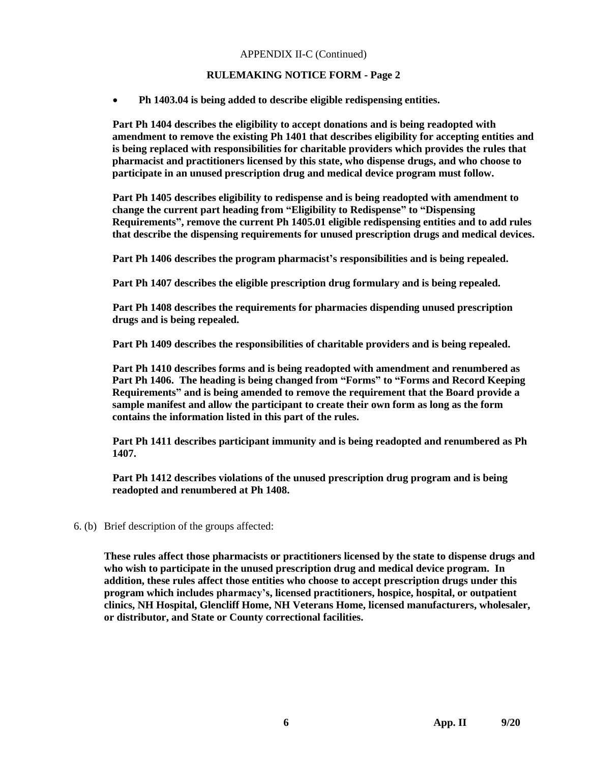APPENDIX II-C (Continued)

**RULEMAKING NOTICE FORM - Page 2**

- **Ph 1403.04 is being added to describe eligible redispensing entities.**

**Part Ph 1404 describes the eligibility to accept donations and is being readopted with amendment to remove the existing Ph 1401 that describes eligibility for accepting entities and is being replaced with responsibilities for charitable providers which provides the rules that pharmacist and practitioners licensed by this state, who dispense drugs, and who choose to participate in an unused prescription drug and medical device program must follow.**

**Part Ph 1405 describes eligibility to redispense and is being readopted with amendment to change the current part heading from "Eligibility to Redispense" to "Dispensing Requirements", remove the current Ph 1405.01 eligible redispensing entities and to add rules that describe the dispensing requirements for unused prescription drugs and medical devices.**

**Part Ph 1406 describes the program pharmacist's responsibilities and is being repealed.**

**Part Ph 1407 describes the eligible prescription drug formulary and is being repealed.**

**Part Ph 1408 describes the requirements for pharmacies dispending unused prescription drugs and is being repealed.**

**Part Ph 1409 describes the responsibilities of charitable providers and is being repealed.**

**Part Ph 1410 describes forms and is being readopted with amendment and renumbered as Part Ph 1406. The heading is being changed from "Forms" to "Forms and Record Keeping Requirements" and is being amended to remove the requirement that the Board provide a sample manifest and allow the participant to create their own form as long as the form contains the information listed in this part of the rules.**

**Part Ph 1411 describes participant immunity and is being readopted and renumbered as Ph 1407.**

**Part Ph 1412 describes violations of the unused prescription drug program and is being readopted and renumbered at Ph 1408.**

6. (b) Brief description of the groups affected:

**These rules affect those pharmacists or practitioners licensed by the state to dispense drugs and who wish to participate in the unused prescription drug and medical device program. In addition, these rules affect those entities who choose to accept prescription drugs under this program which includes pharmacy's, licensed practitioners, hospice, hospital, or outpatient clinics, NH Hospital, Glencliff Home, NH Veterans Home, licensed manufacturers, wholesaler, or distributor, and State or County correctional facilities.**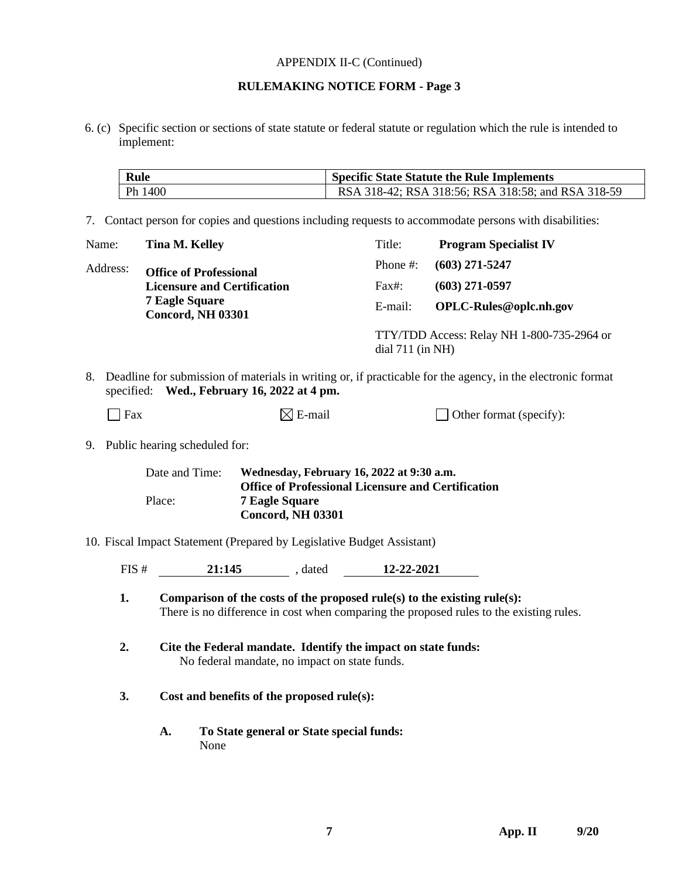APPENDIX II-C (Continued)

**RULEMAKING NOTICE FORM - Page 3**

6. (c) Specific section or sections of state statute or federal statute or regulation which the rule is intended to implement:

| **Rule** | **Specific State Statute the Rule Implements** |
|---|---|
| Ph 1400 | RSA 318-42; RSA 318:56; RSA 318:58; and RSA 318-59 |

7. Contact person for copies and questions including requests to accommodate persons with disabilities:

| | | | |
|---|---|---|---|
| Name: | **Tina M. Kelley** | Title: | **Program Specialist IV** |
| Address: | **Office of Professional Licensure and Certification 7 Eagle Square Concord, NH 03301** | Phone #: | **(603) 271-5247** |
| | | Fax#: | **(603) 271-0597** |
| | | E-mail: | **OPLC-Rules@oplc.nh.gov** |
| | | | TTY/TDD Access: Relay NH 1-800-735-2964 or dial 711 (in NH) |

8. Deadline for submission of materials in writing or, if practicable for the agency, in the electronic format specified: **Wed., February 16, 2022 at 4 pm.**

☐ Fax ☒ E-mail ☐ Other format (specify):

9. Public hearing scheduled for:

Date and Time: **Wednesday, February 16, 2022 at 9:30 a.m.**
Place: **Office of Professional Licensure and Certification**
**7 Eagle Square**
**Concord, NH 03301**

10. Fiscal Impact Statement (Prepared by Legislative Budget Assistant)

FIS # **21:145** , dated **12-22-2021**

**1. Comparison of the costs of the proposed rule(s) to the existing rule(s):**
There is no difference in cost when comparing the proposed rules to the existing rules.

**2. Cite the Federal mandate. Identify the impact on state funds:**
No federal mandate, no impact on state funds.

**3. Cost and benefits of the proposed rule(s):**

**A. To State general or State special funds:**
None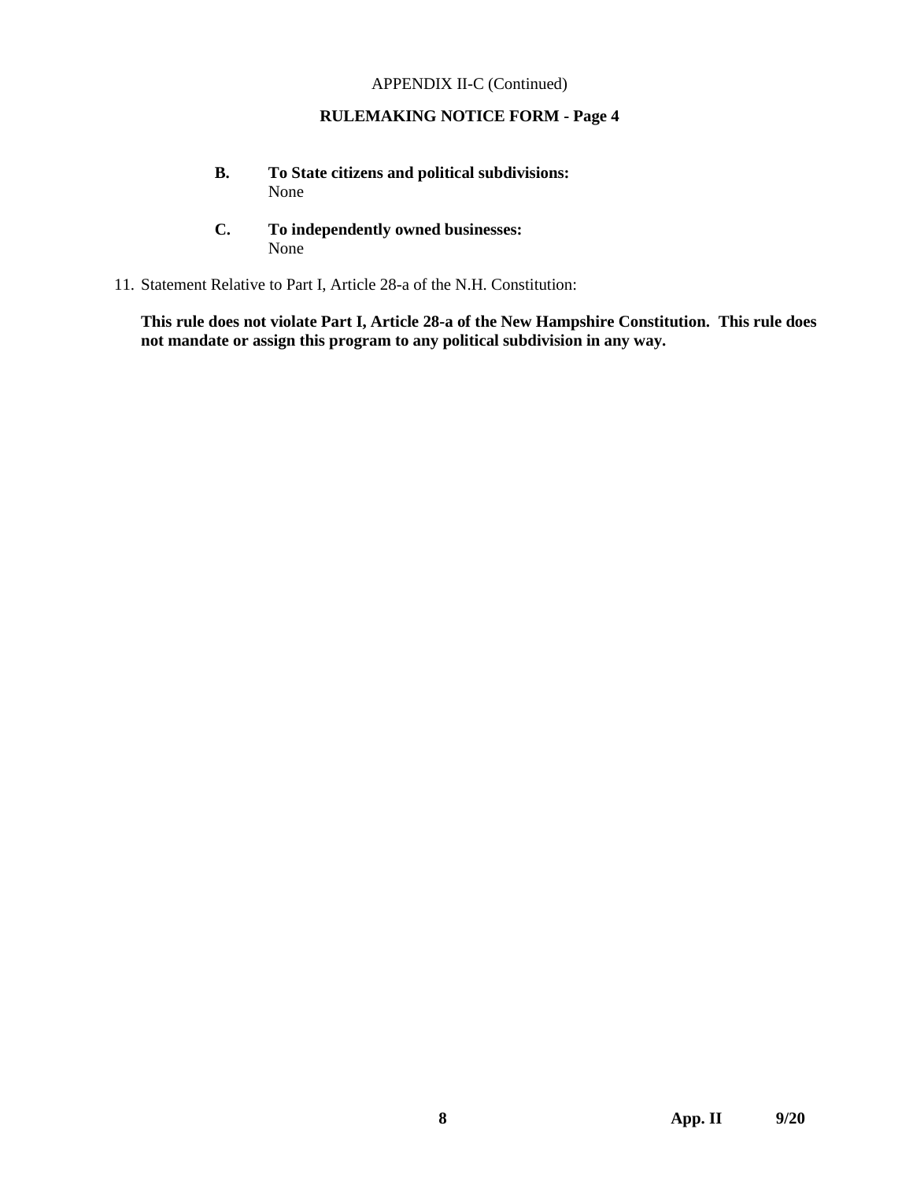APPENDIX II-C (Continued)

**RULEMAKING NOTICE FORM - Page 4**

**B. To State citizens and political subdivisions:**
None

**C. To independently owned businesses:**
None

11. Statement Relative to Part I, Article 28-a of the N.H. Constitution:

**This rule does not violate Part I, Article 28-a of the New Hampshire Constitution. This rule does not mandate or assign this program to any political subdivision in any way.**